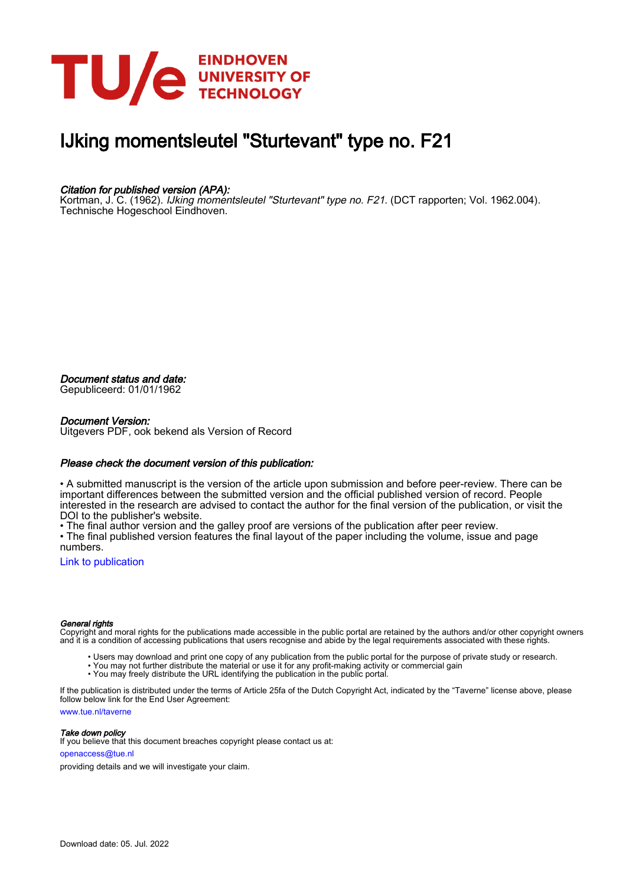# IJking momentsleutel "Sturtevant" type no. F21

***Citation for published version (APA):***
Kortman, J. C. (1962). *IJking momentsleutel "Sturtevant" type no. F21*. (DCT rapporten; Vol. 1962.004). Technische Hogeschool Eindhoven.

***Document status and date:***
Gepubliceerd: 01/01/1962

***Document Version:***
Uitgevers PDF, ook bekend als Version of Record

***Please check the document version of this publication:***

• A submitted manuscript is the version of the article upon submission and before peer-review. There can be important differences between the submitted version and the official published version of record. People interested in the research are advised to contact the author for the final version of the publication, or visit the DOI to the publisher's website.
• The final author version and the galley proof are versions of the publication after peer review.
• The final published version features the final layout of the paper including the volume, issue and page numbers.

Link to publication

***General rights***
Copyright and moral rights for the publications made accessible in the public portal are retained by the authors and/or other copyright owners and it is a condition of accessing publications that users recognise and abide by the legal requirements associated with these rights.

- Users may download and print one copy of any publication from the public portal for the purpose of private study or research.
- You may not further distribute the material or use it for any profit-making activity or commercial gain
- You may freely distribute the URL identifying the publication in the public portal.

If the publication is distributed under the terms of Article 25fa of the Dutch Copyright Act, indicated by the "Taverne" license above, please follow below link for the End User Agreement:

www.tue.nl/taverne

***Take down policy***
If you believe that this document breaches copyright please contact us at:

openaccess@tue.nl

providing details and we will investigate your claim.

Download date: 05. Jul. 2022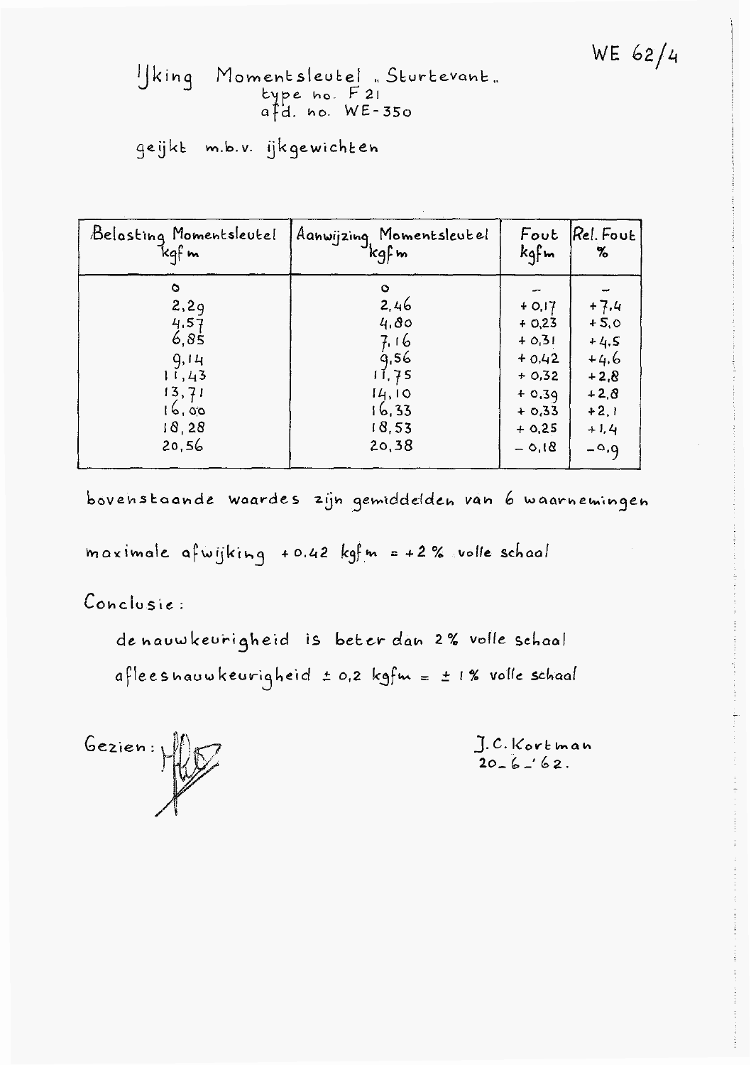WE 62/4

# IJking Momentsleutel „Sturtevant„

type no. F 21
afd. no. WE-350

geijkt m.b.v. ijkgewichten

| Belasting Momentsleutel kgf m | Aanwijzing Momentsleutel kgf m | Fout kgfm | Rel. Fout % |
|---|---|---|---|
| 0 | 0 | – | – |
| 2,29 | 2,46 | + 0,17 | + 7,4 |
| 4,57 | 4,80 | + 0,23 | + 5,0 |
| 6,85 | 7,16 | + 0,31 | + 4,5 |
| 9,14 | 9,56 | + 0,42 | + 4,6 |
| 11,43 | 11,75 | + 0,32 | + 2,8 |
| 13,71 | 14,10 | + 0,39 | + 2,8 |
| 16,00 | 16,33 | + 0,33 | + 2,1 |
| 18,28 | 18,53 | + 0,25 | + 1,4 |
| 20,56 | 20,38 | – 0,18 | – 0,9 |

bovenstaande waardes zijn gemiddelden van 6 waarnemingen

maximale afwijking + 0.42 kgf m = + 2 % volle schaal

Conclusie:

de nauwkeurigheid is beter dan 2 % volle schaal

afleesnauwkeurigheid ± 0,2 kgfm = ± 1 % volle schaal

Gezien:

J.C. Kortman
20-6-'62.